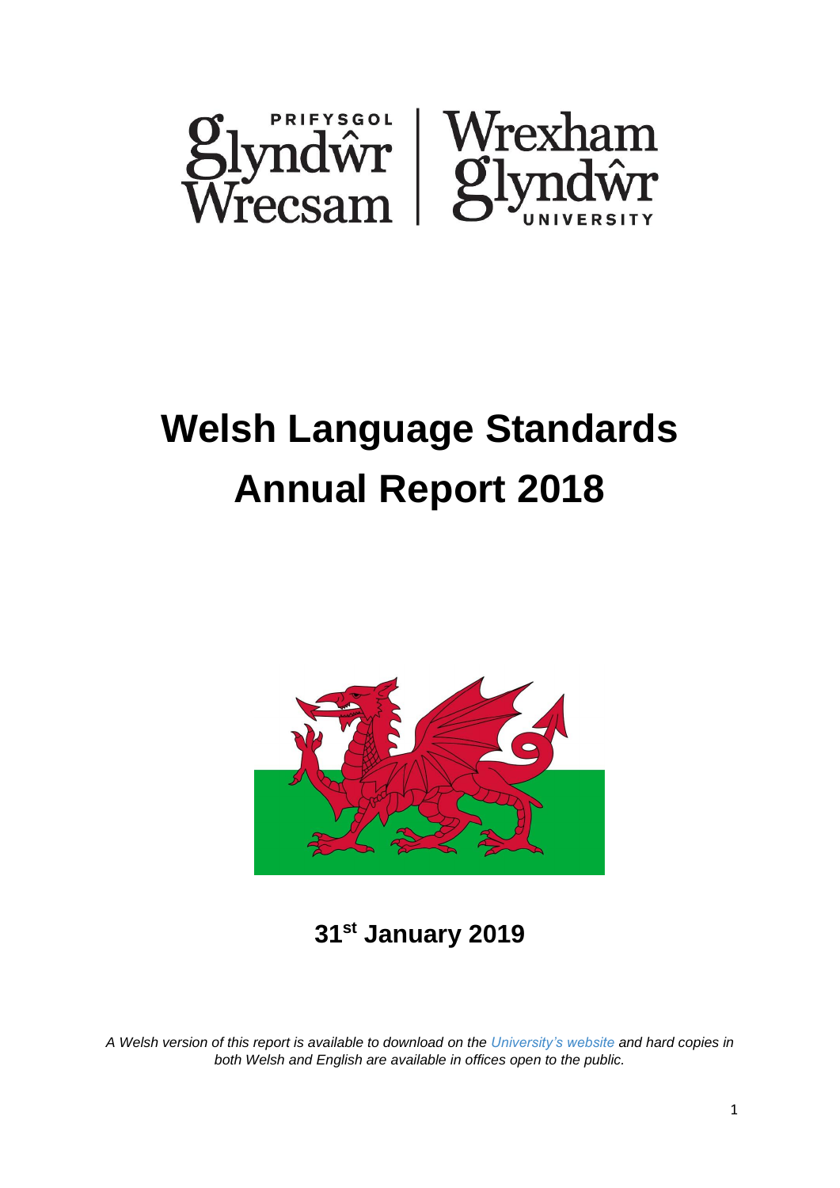Prifysgol Glyndŵr Wrecsam | Wrexham Glyndŵr University

# Welsh Language Standards Annual Report 2018

**31st January 2019**

*A Welsh version of this report is available to download on the University's website and hard copies in both Welsh and English are available in offices open to the public.*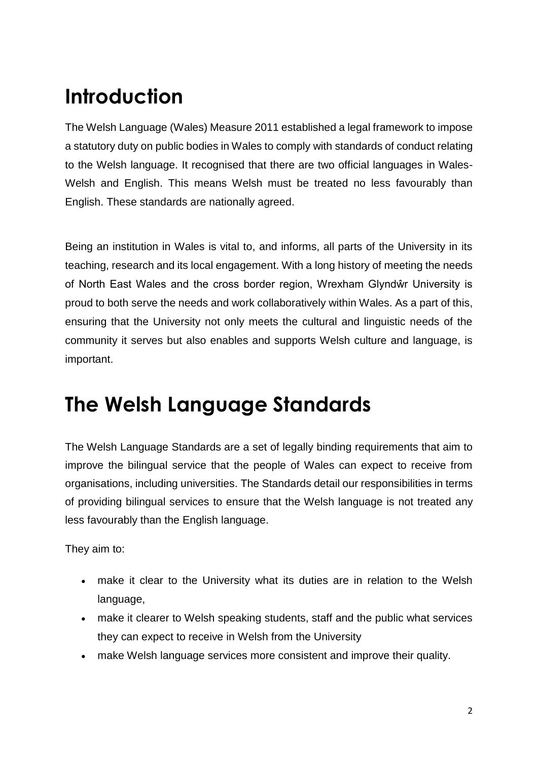# Introduction

The Welsh Language (Wales) Measure 2011 established a legal framework to impose a statutory duty on public bodies in Wales to comply with standards of conduct relating to the Welsh language. It recognised that there are two official languages in Wales-Welsh and English. This means Welsh must be treated no less favourably than English. These standards are nationally agreed.

Being an institution in Wales is vital to, and informs, all parts of the University in its teaching, research and its local engagement. With a long history of meeting the needs of North East Wales and the cross border region, Wrexham Glyndŵr University is proud to both serve the needs and work collaboratively within Wales. As a part of this, ensuring that the University not only meets the cultural and linguistic needs of the community it serves but also enables and supports Welsh culture and language, is important.

# The Welsh Language Standards

The Welsh Language Standards are a set of legally binding requirements that aim to improve the bilingual service that the people of Wales can expect to receive from organisations, including universities. The Standards detail our responsibilities in terms of providing bilingual services to ensure that the Welsh language is not treated any less favourably than the English language.

They aim to:

- make it clear to the University what its duties are in relation to the Welsh language,
- make it clearer to Welsh speaking students, staff and the public what services they can expect to receive in Welsh from the University
- make Welsh language services more consistent and improve their quality.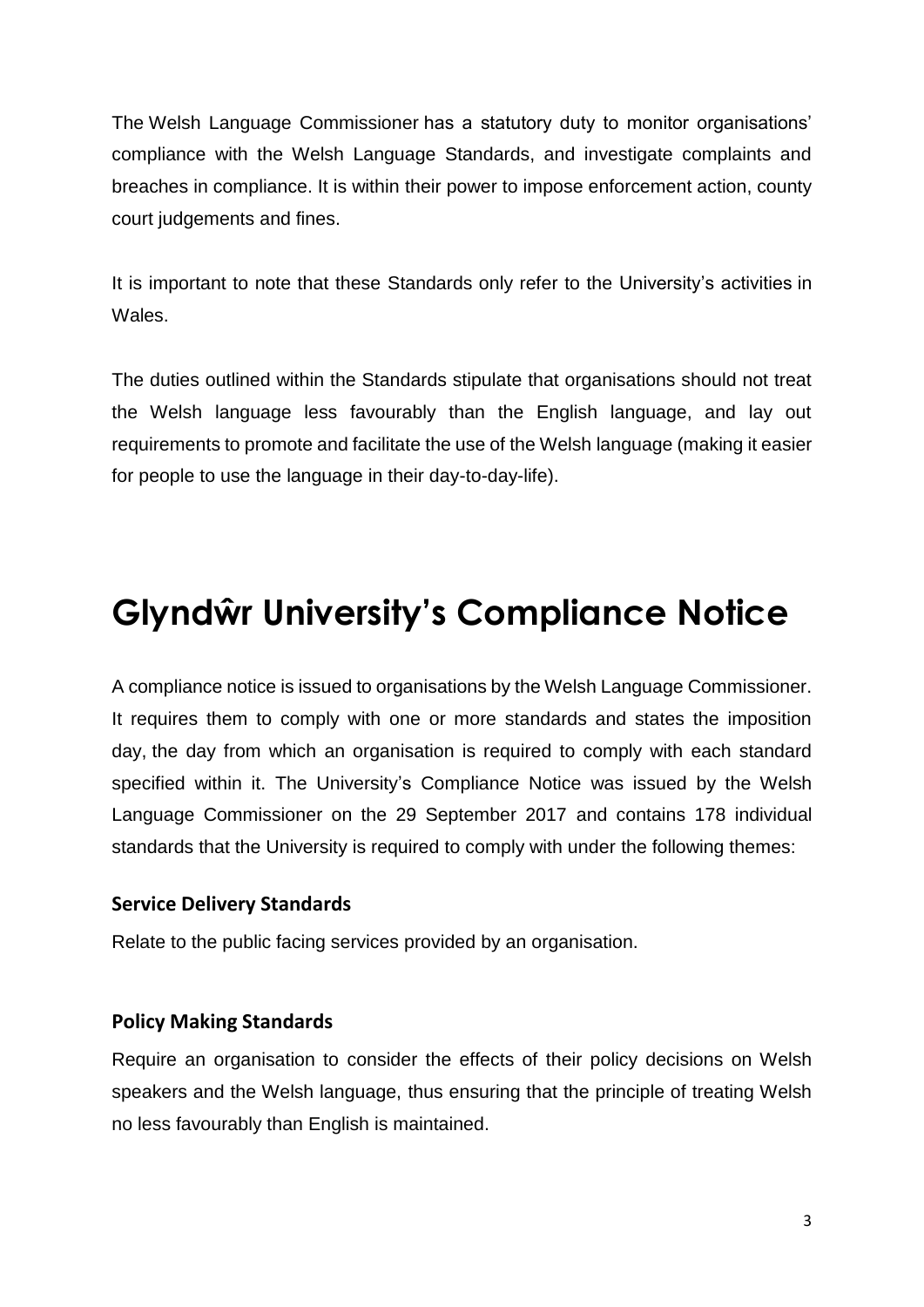The Welsh Language Commissioner has a statutory duty to monitor organisations' compliance with the Welsh Language Standards, and investigate complaints and breaches in compliance. It is within their power to impose enforcement action, county court judgements and fines.

It is important to note that these Standards only refer to the University's activities in Wales.

The duties outlined within the Standards stipulate that organisations should not treat the Welsh language less favourably than the English language, and lay out requirements to promote and facilitate the use of the Welsh language (making it easier for people to use the language in their day-to-day-life).

# Glyndŵr University's Compliance Notice

A compliance notice is issued to organisations by the Welsh Language Commissioner. It requires them to comply with one or more standards and states the imposition day, the day from which an organisation is required to comply with each standard specified within it. The University's Compliance Notice was issued by the Welsh Language Commissioner on the 29 September 2017 and contains 178 individual standards that the University is required to comply with under the following themes:

### Service Delivery Standards

Relate to the public facing services provided by an organisation.

### Policy Making Standards

Require an organisation to consider the effects of their policy decisions on Welsh speakers and the Welsh language, thus ensuring that the principle of treating Welsh no less favourably than English is maintained.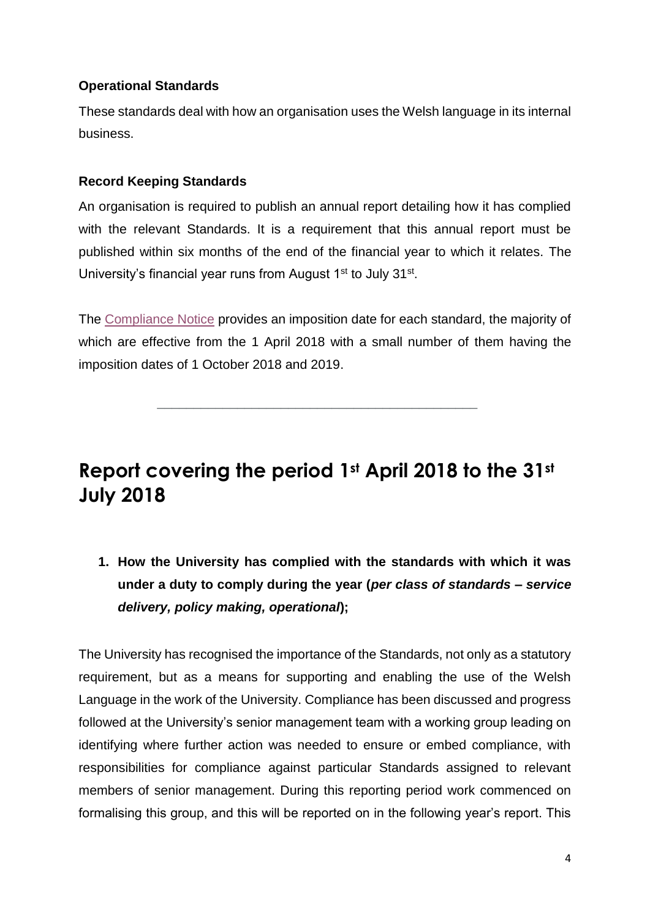### Operational Standards

These standards deal with how an organisation uses the Welsh language in its internal business.

### Record Keeping Standards

An organisation is required to publish an annual report detailing how it has complied with the relevant Standards. It is a requirement that this annual report must be published within six months of the end of the financial year to which it relates. The University's financial year runs from August 1st to July 31st.

The Compliance Notice provides an imposition date for each standard, the majority of which are effective from the 1 April 2018 with a small number of them having the imposition dates of 1 October 2018 and 2019.

---

## Report covering the period 1st April 2018 to the 31st July 2018

1. **How the University has complied with the standards with which it was under a duty to comply during the year (*per class of standards – service delivery, policy making, operational*);**

The University has recognised the importance of the Standards, not only as a statutory requirement, but as a means for supporting and enabling the use of the Welsh Language in the work of the University. Compliance has been discussed and progress followed at the University's senior management team with a working group leading on identifying where further action was needed to ensure or embed compliance, with responsibilities for compliance against particular Standards assigned to relevant members of senior management. During this reporting period work commenced on formalising this group, and this will be reported on in the following year's report. This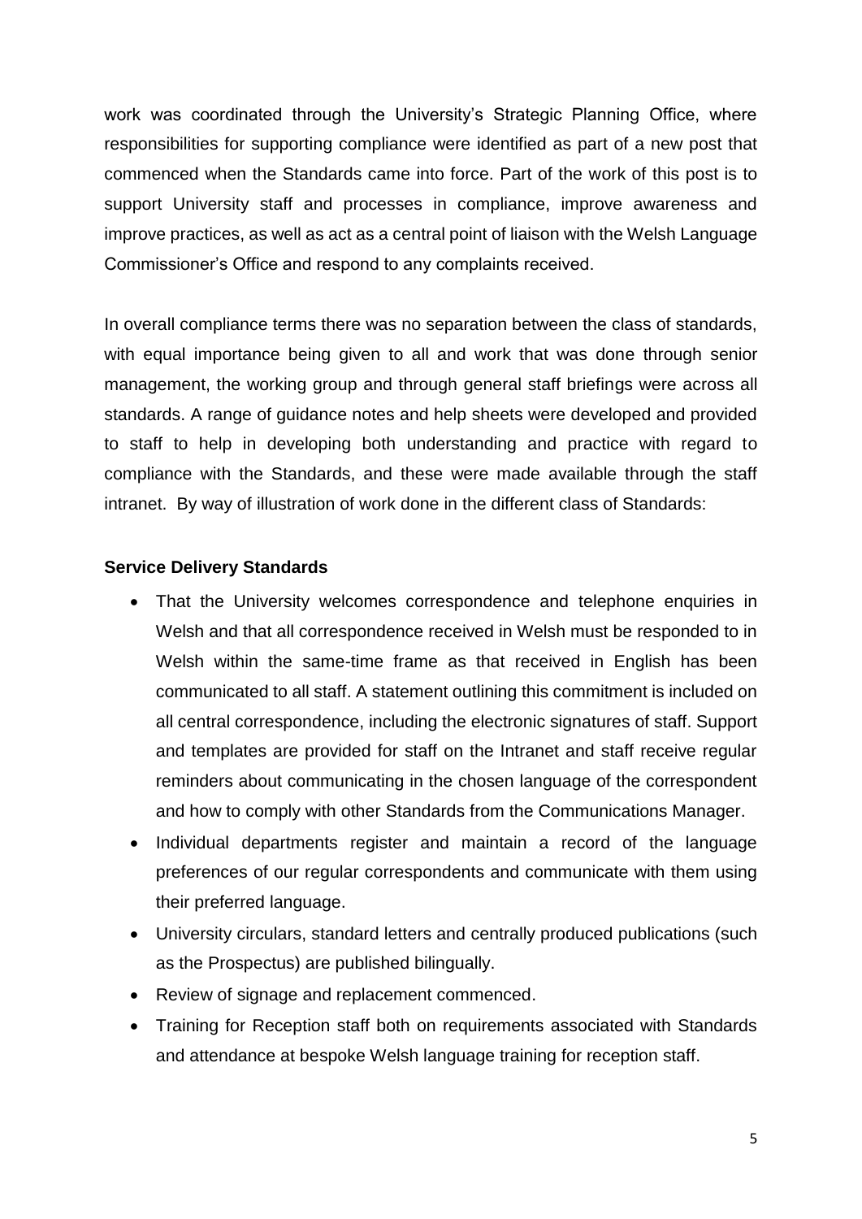work was coordinated through the University's Strategic Planning Office, where responsibilities for supporting compliance were identified as part of a new post that commenced when the Standards came into force. Part of the work of this post is to support University staff and processes in compliance, improve awareness and improve practices, as well as act as a central point of liaison with the Welsh Language Commissioner's Office and respond to any complaints received.

In overall compliance terms there was no separation between the class of standards, with equal importance being given to all and work that was done through senior management, the working group and through general staff briefings were across all standards. A range of guidance notes and help sheets were developed and provided to staff to help in developing both understanding and practice with regard to compliance with the Standards, and these were made available through the staff intranet. By way of illustration of work done in the different class of Standards:

**Service Delivery Standards**

- That the University welcomes correspondence and telephone enquiries in Welsh and that all correspondence received in Welsh must be responded to in Welsh within the same-time frame as that received in English has been communicated to all staff. A statement outlining this commitment is included on all central correspondence, including the electronic signatures of staff. Support and templates are provided for staff on the Intranet and staff receive regular reminders about communicating in the chosen language of the correspondent and how to comply with other Standards from the Communications Manager.
- Individual departments register and maintain a record of the language preferences of our regular correspondents and communicate with them using their preferred language.
- University circulars, standard letters and centrally produced publications (such as the Prospectus) are published bilingually.
- Review of signage and replacement commenced.
- Training for Reception staff both on requirements associated with Standards and attendance at bespoke Welsh language training for reception staff.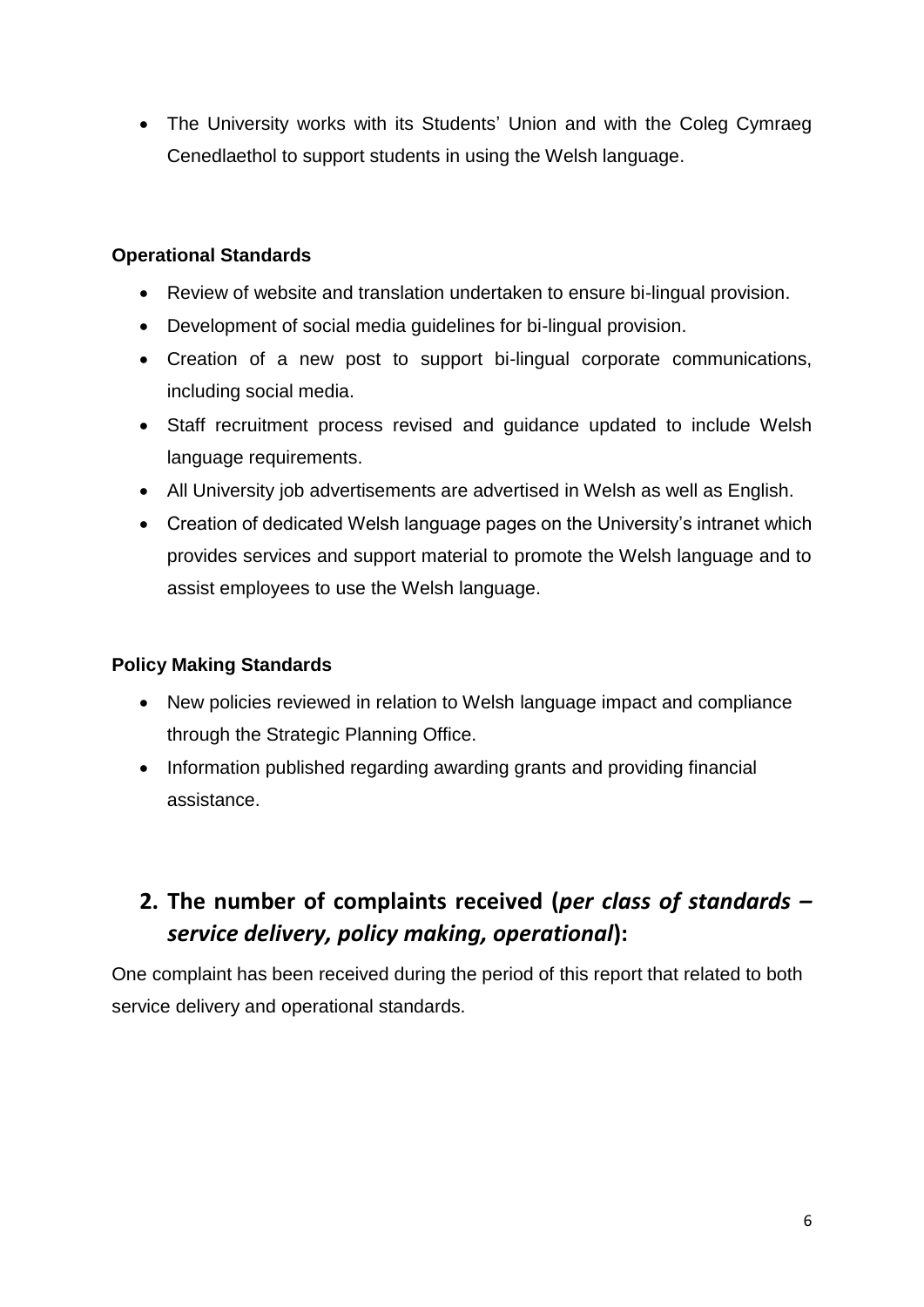- The University works with its Students' Union and with the Coleg Cymraeg Cenedlaethol to support students in using the Welsh language.

**Operational Standards**

- Review of website and translation undertaken to ensure bi-lingual provision.
- Development of social media guidelines for bi-lingual provision.
- Creation of a new post to support bi-lingual corporate communications, including social media.
- Staff recruitment process revised and guidance updated to include Welsh language requirements.
- All University job advertisements are advertised in Welsh as well as English.
- Creation of dedicated Welsh language pages on the University's intranet which provides services and support material to promote the Welsh language and to assist employees to use the Welsh language.

**Policy Making Standards**

- New policies reviewed in relation to Welsh language impact and compliance through the Strategic Planning Office.
- Information published regarding awarding grants and providing financial assistance.

## 2. The number of complaints received (*per class of standards – service delivery, policy making, operational*):

One complaint has been received during the period of this report that related to both service delivery and operational standards.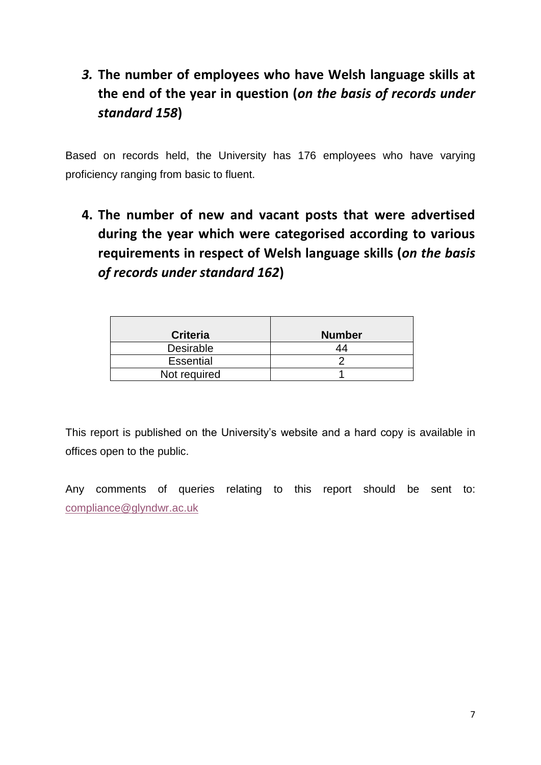## *3.* The number of employees who have Welsh language skills at the end of the year in question (*on the basis of records under standard 158*)

Based on records held, the University has 176 employees who have varying proficiency ranging from basic to fluent.

## 4. The number of new and vacant posts that were advertised during the year which were categorised according to various requirements in respect of Welsh language skills (*on the basis of records under standard 162*)

| Criteria | Number |
|---|---|
| Desirable | 44 |
| Essential | 2 |
| Not required | 1 |

This report is published on the University's website and a hard copy is available in offices open to the public.

Any comments of queries relating to this report should be sent to: compliance@glyndwr.ac.uk